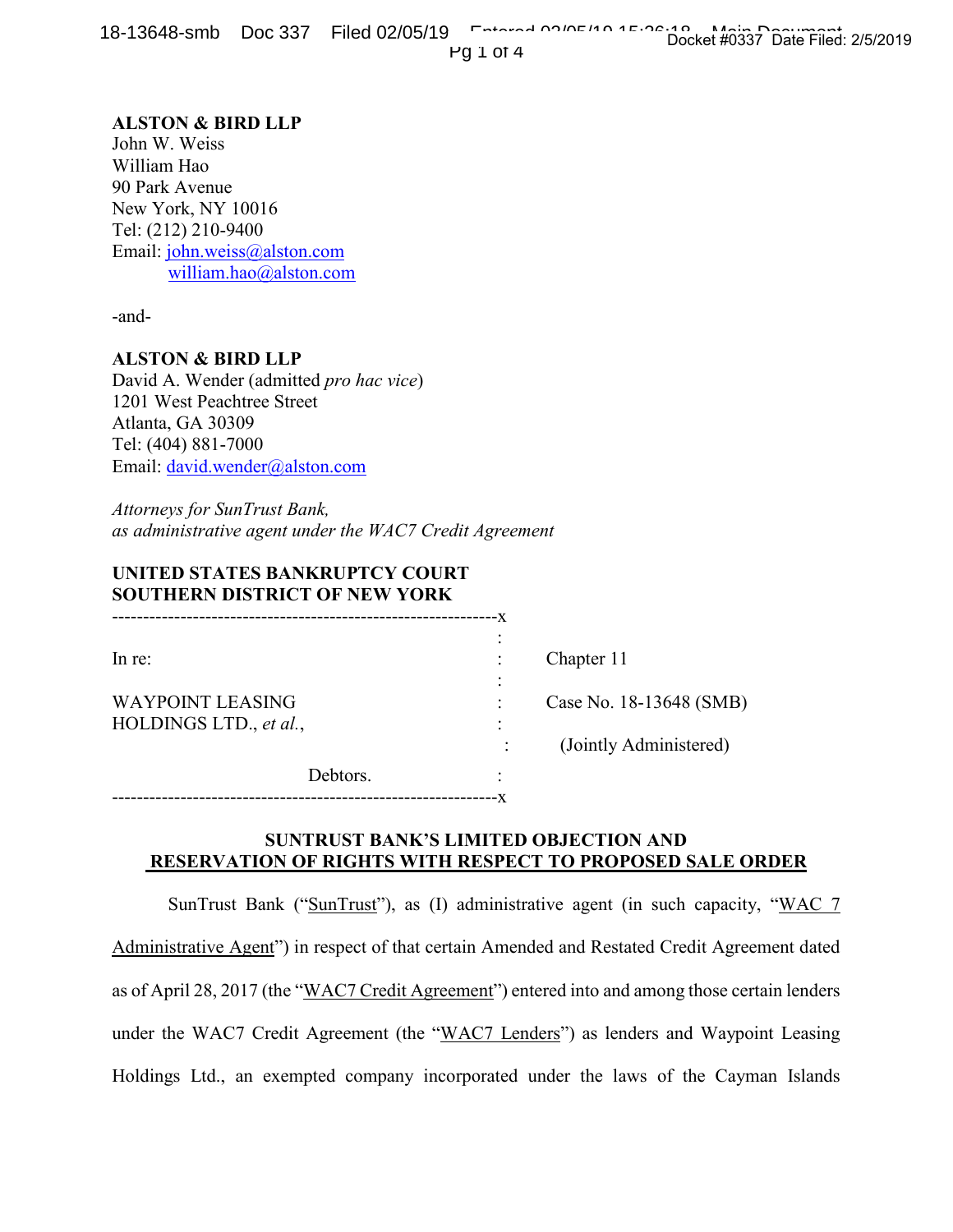**ALSTON & BIRD LLP**
John W. Weiss
William Hao
90 Park Avenue
New York, NY 10016
Tel: (212) 210-9400
Email: john.weiss@alston.com
william.hao@alston.com

-and-

**ALSTON & BIRD LLP**
David A. Wender (admitted *pro hac vice*)
1201 West Peachtree Street
Atlanta, GA 30309
Tel: (404) 881-7000
Email: david.wender@alston.com

*Attorneys for SunTrust Bank,*
*as administrative agent under the WAC7 Credit Agreement*

**UNITED STATES BANKRUPTCY COURT**
**SOUTHERN DISTRICT OF NEW YORK**

| | |
|---|---|
| In re: | Chapter 11 |
| WAYPOINT LEASING HOLDINGS LTD., *et al.*, | Case No. 18-13648 (SMB) |
| | (Jointly Administered) |
| Debtors. | |

**SUNTRUST BANK'S LIMITED OBJECTION AND RESERVATION OF RIGHTS WITH RESPECT TO PROPOSED SALE ORDER**

SunTrust Bank ("SunTrust"), as (I) administrative agent (in such capacity, "WAC 7 Administrative Agent") in respect of that certain Amended and Restated Credit Agreement dated as of April 28, 2017 (the "WAC7 Credit Agreement") entered into and among those certain lenders under the WAC7 Credit Agreement (the "WAC7 Lenders") as lenders and Waypoint Leasing Holdings Ltd., an exempted company incorporated under the laws of the Cayman Islands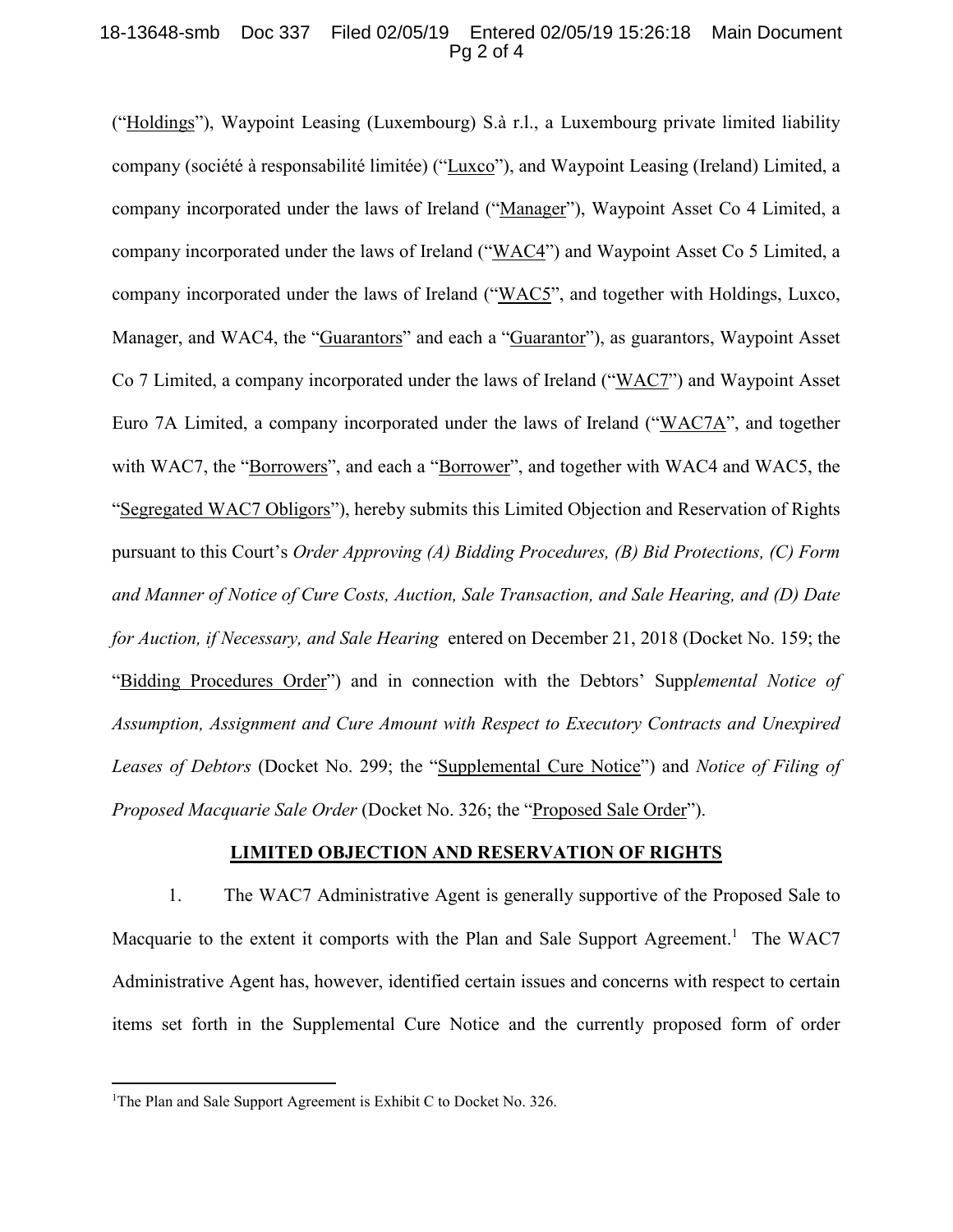("Holdings"), Waypoint Leasing (Luxembourg) S.à r.l., a Luxembourg private limited liability company (société à responsabilité limitée) ("Luxco"), and Waypoint Leasing (Ireland) Limited, a company incorporated under the laws of Ireland ("Manager"), Waypoint Asset Co 4 Limited, a company incorporated under the laws of Ireland ("WAC4") and Waypoint Asset Co 5 Limited, a company incorporated under the laws of Ireland ("WAC5", and together with Holdings, Luxco, Manager, and WAC4, the "Guarantors" and each a "Guarantor"), as guarantors, Waypoint Asset Co 7 Limited, a company incorporated under the laws of Ireland ("WAC7") and Waypoint Asset Euro 7A Limited, a company incorporated under the laws of Ireland ("WAC7A", and together with WAC7, the "Borrowers", and each a "Borrower", and together with WAC4 and WAC5, the "Segregated WAC7 Obligors"), hereby submits this Limited Objection and Reservation of Rights pursuant to this Court's *Order Approving (A) Bidding Procedures, (B) Bid Protections, (C) Form and Manner of Notice of Cure Costs, Auction, Sale Transaction, and Sale Hearing, and (D) Date for Auction, if Necessary, and Sale Hearing* entered on December 21, 2018 (Docket No. 159; the "Bidding Procedures Order") and in connection with the Debtors' *Supplemental Notice of Assumption, Assignment and Cure Amount with Respect to Executory Contracts and Unexpired Leases of Debtors* (Docket No. 299; the "Supplemental Cure Notice") and *Notice of Filing of Proposed Macquarie Sale Order* (Docket No. 326; the "Proposed Sale Order").

## LIMITED OBJECTION AND RESERVATION OF RIGHTS

1. The WAC7 Administrative Agent is generally supportive of the Proposed Sale to Macquarie to the extent it comports with the Plan and Sale Support Agreement.[1] The WAC7 Administrative Agent has, however, identified certain issues and concerns with respect to certain items set forth in the Supplemental Cure Notice and the currently proposed form of order

[1] The Plan and Sale Support Agreement is Exhibit C to Docket No. 326.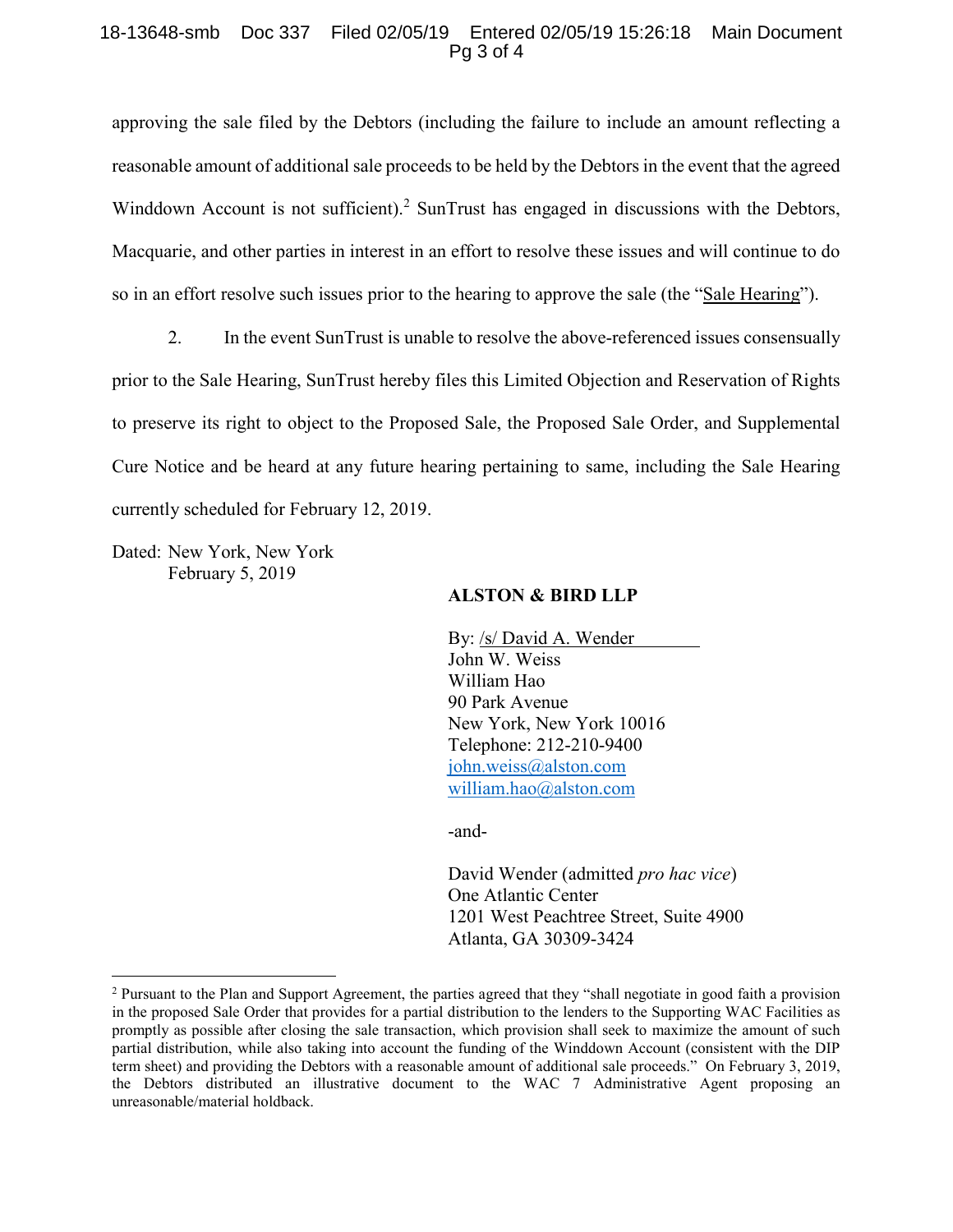approving the sale filed by the Debtors (including the failure to include an amount reflecting a reasonable amount of additional sale proceeds to be held by the Debtors in the event that the agreed Winddown Account is not sufficient).[2] SunTrust has engaged in discussions with the Debtors, Macquarie, and other parties in interest in an effort to resolve these issues and will continue to do so in an effort resolve such issues prior to the hearing to approve the sale (the "Sale Hearing").

2. In the event SunTrust is unable to resolve the above-referenced issues consensually prior to the Sale Hearing, SunTrust hereby files this Limited Objection and Reservation of Rights to preserve its right to object to the Proposed Sale, the Proposed Sale Order, and Supplemental Cure Notice and be heard at any future hearing pertaining to same, including the Sale Hearing currently scheduled for February 12, 2019.

Dated: New York, New York
February 5, 2019

**ALSTON & BIRD LLP**

By: /s/ David A. Wender
John W. Weiss
William Hao
90 Park Avenue
New York, New York 10016
Telephone: 212-210-9400
john.weiss@alston.com
william.hao@alston.com

-and-

David Wender (admitted *pro hac vice*)
One Atlantic Center
1201 West Peachtree Street, Suite 4900
Atlanta, GA 30309-3424

[2] Pursuant to the Plan and Support Agreement, the parties agreed that they "shall negotiate in good faith a provision in the proposed Sale Order that provides for a partial distribution to the lenders to the Supporting WAC Facilities as promptly as possible after closing the sale transaction, which provision shall seek to maximize the amount of such partial distribution, while also taking into account the funding of the Winddown Account (consistent with the DIP term sheet) and providing the Debtors with a reasonable amount of additional sale proceeds." On February 3, 2019, the Debtors distributed an illustrative document to the WAC 7 Administrative Agent proposing an unreasonable/material holdback.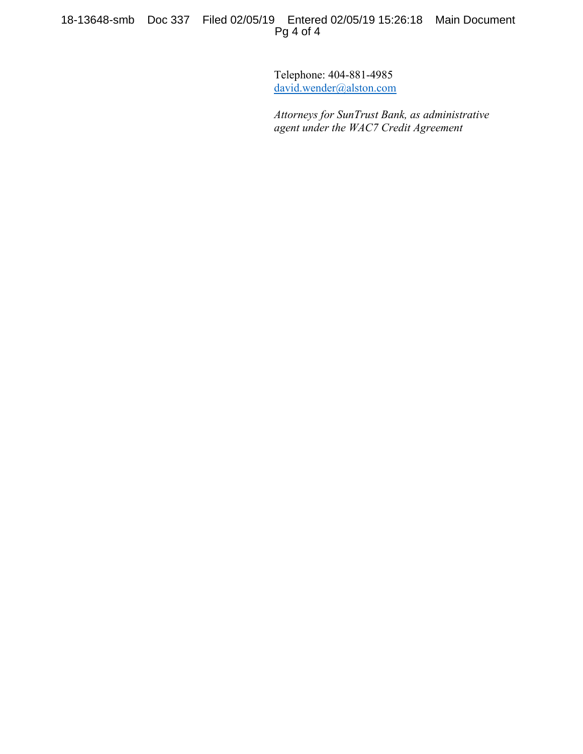Telephone: 404-881-4985
david.wender@alston.com

*Attorneys for SunTrust Bank, as administrative agent under the WAC7 Credit Agreement*